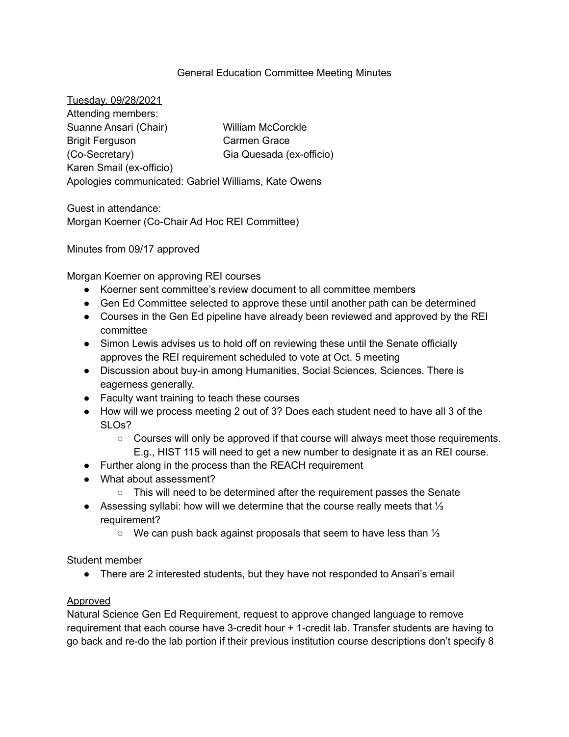# General Education Committee Meeting Minutes

Tuesday, 09/28/2021

Attending members:

Suanne Ansari (Chair)
Brigit Ferguson (Co-Secretary)
Karen Smail (ex-officio)
William McCorckle
Carmen Grace
Gia Quesada (ex-officio)

Apologies communicated: Gabriel Williams, Kate Owens

Guest in attendance:
Morgan Koerner (Co-Chair Ad Hoc REI Committee)

Minutes from 09/17 approved

Morgan Koerner on approving REI courses

- Koerner sent committee's review document to all committee members
- Gen Ed Committee selected to approve these until another path can be determined
- Courses in the Gen Ed pipeline have already been reviewed and approved by the REI committee
- Simon Lewis advises us to hold off on reviewing these until the Senate officially approves the REI requirement scheduled to vote at Oct. 5 meeting
- Discussion about buy-in among Humanities, Social Sciences, Sciences. There is eagerness generally.
- Faculty want training to teach these courses
- How will we process meeting 2 out of 3? Does each student need to have all 3 of the SLOs?
  - Courses will only be approved if that course will always meet those requirements. E.g., HIST 115 will need to get a new number to designate it as an REI course.
- Further along in the process than the REACH requirement
- What about assessment?
  - This will need to be determined after the requirement passes the Senate
- Assessing syllabi: how will we determine that the course really meets that ⅓ requirement?
  - We can push back against proposals that seem to have less than ⅓

Student member

- There are 2 interested students, but they have not responded to Ansari's email

Approved

Natural Science Gen Ed Requirement, request to approve changed language to remove requirement that each course have 3-credit hour + 1-credit lab. Transfer students are having to go back and re-do the lab portion if their previous institution course descriptions don't specify 8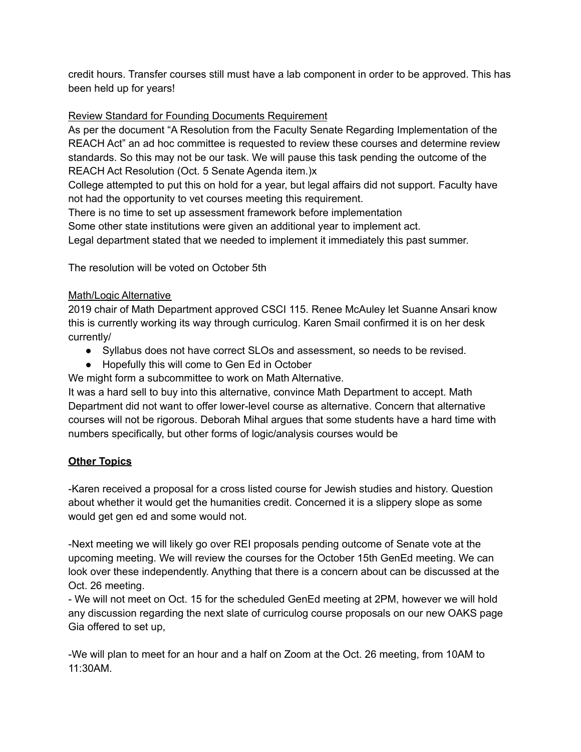credit hours. Transfer courses still must have a lab component in order to be approved. This has been held up for years!

<u>Review Standard for Founding Documents Requirement</u>

As per the document "A Resolution from the Faculty Senate Regarding Implementation of the REACH Act" an ad hoc committee is requested to review these courses and determine review standards. So this may not be our task. We will pause this task pending the outcome of the REACH Act Resolution (Oct. 5 Senate Agenda item.)x

College attempted to put this on hold for a year, but legal affairs did not support. Faculty have not had the opportunity to vet courses meeting this requirement.

There is no time to set up assessment framework before implementation

Some other state institutions were given an additional year to implement act.

Legal department stated that we needed to implement it immediately this past summer.

The resolution will be voted on October 5th

<u>Math/Logic Alternative</u>

2019 chair of Math Department approved CSCI 115. Renee McAuley let Suanne Ansari know this is currently working its way through curriculog. Karen Smail confirmed it is on her desk currently/

- Syllabus does not have correct SLOs and assessment, so needs to be revised.
- Hopefully this will come to Gen Ed in October

We might form a subcommittee to work on Math Alternative.

It was a hard sell to buy into this alternative, convince Math Department to accept. Math Department did not want to offer lower-level course as alternative. Concern that alternative courses will not be rigorous. Deborah Mihal argues that some students have a hard time with numbers specifically, but other forms of logic/analysis courses would be

**<u>Other Topics</u>**

-Karen received a proposal for a cross listed course for Jewish studies and history. Question about whether it would get the humanities credit. Concerned it is a slippery slope as some would get gen ed and some would not.

-Next meeting we will likely go over REI proposals pending outcome of Senate vote at the upcoming meeting. We will review the courses for the October 15th GenEd meeting. We can look over these independently. Anything that there is a concern about can be discussed at the Oct. 26 meeting.

- We will not meet on Oct. 15 for the scheduled GenEd meeting at 2PM, however we will hold any discussion regarding the next slate of curriculog course proposals on our new OAKS page Gia offered to set up,

-We will plan to meet for an hour and a half on Zoom at the Oct. 26 meeting, from 10AM to 11:30AM.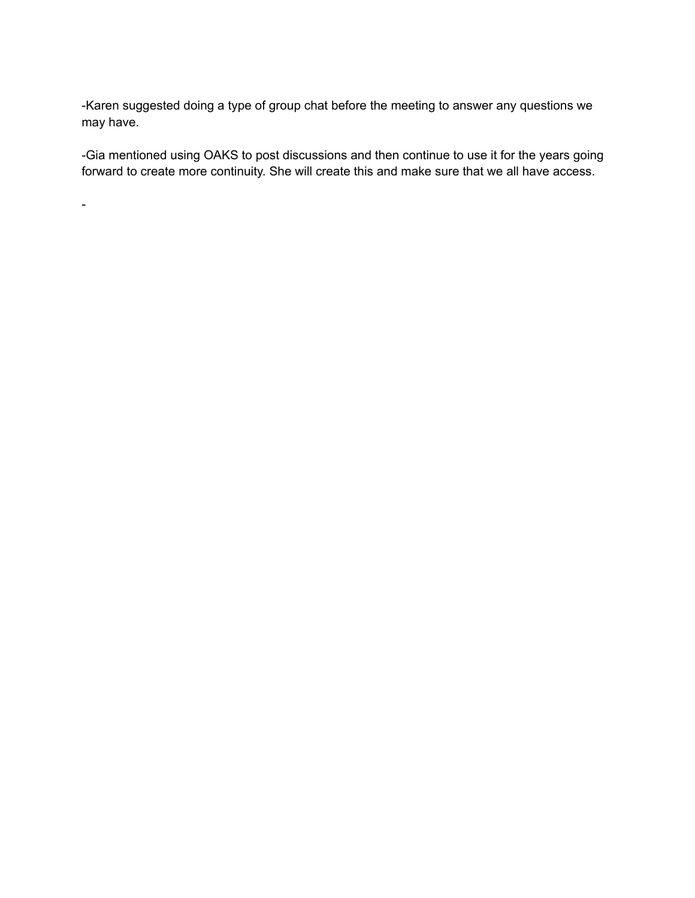-Karen suggested doing a type of group chat before the meeting to answer any questions we may have.

-Gia mentioned using OAKS to post discussions and then continue to use it for the years going forward to create more continuity. She will create this and make sure that we all have access.

-